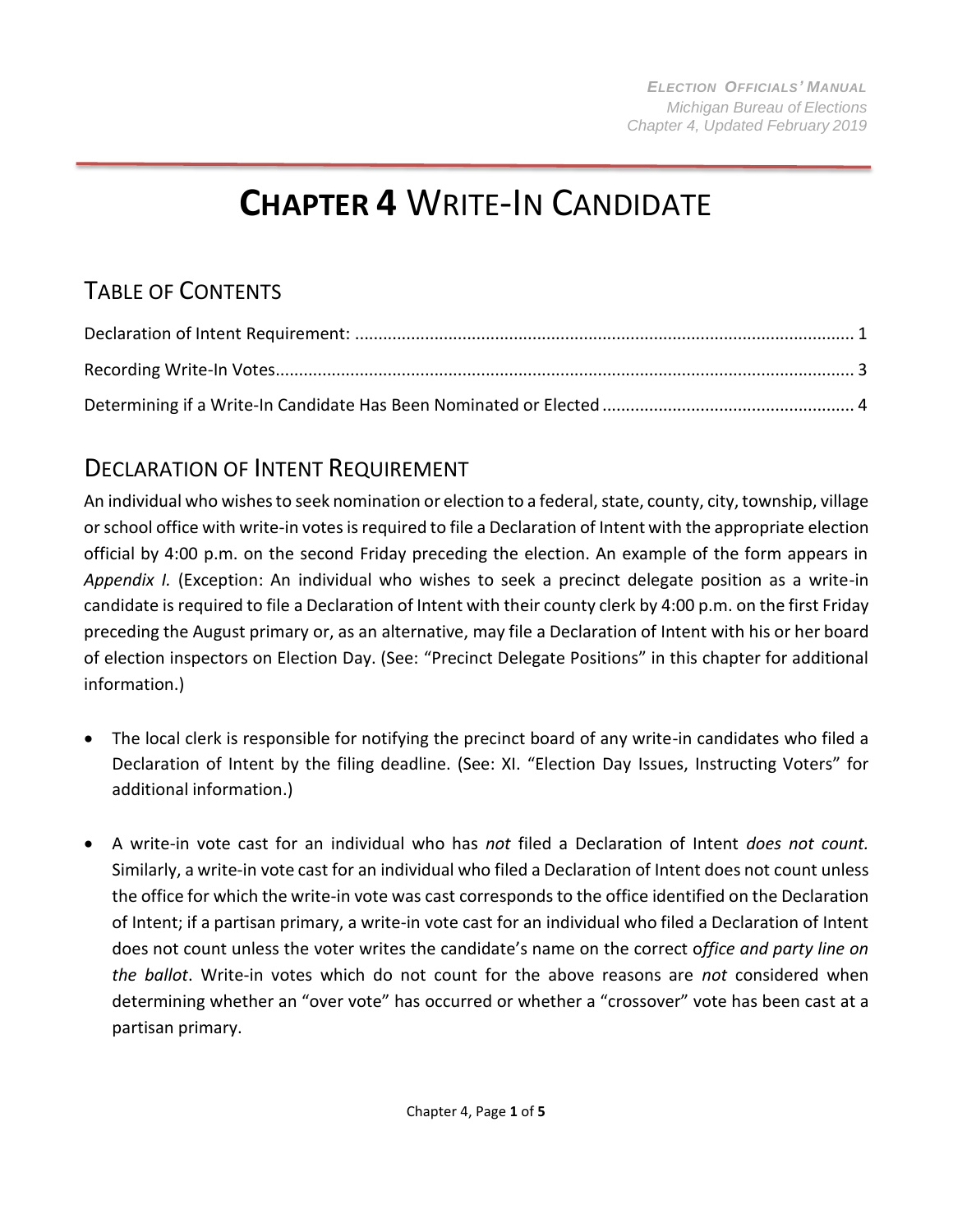# **CHAPTER 4** WRITE-IN CANDIDATE

## TABLE OF CONTENTS

Declaration of Intent Requirement: .......................................................................................................... 1

Recording Write-In Votes.......................................................................................................................... 3

Determining if a Write-In Candidate Has Been Nominated or Elected ..................................................... 4

## DECLARATION OF INTENT REQUIREMENT

An individual who wishes to seek nomination or election to a federal, state, county, city, township, village or school office with write-in votes is required to file a Declaration of Intent with the appropriate election official by 4:00 p.m. on the second Friday preceding the election. An example of the form appears in *Appendix I.* (Exception: An individual who wishes to seek a precinct delegate position as a write-in candidate is required to file a Declaration of Intent with their county clerk by 4:00 p.m. on the first Friday preceding the August primary or, as an alternative, may file a Declaration of Intent with his or her board of election inspectors on Election Day. (See: "Precinct Delegate Positions" in this chapter for additional information.)

- The local clerk is responsible for notifying the precinct board of any write-in candidates who filed a Declaration of Intent by the filing deadline. (See: XI. "Election Day Issues, Instructing Voters" for additional information.)

- A write-in vote cast for an individual who has *not* filed a Declaration of Intent *does not count.* Similarly, a write-in vote cast for an individual who filed a Declaration of Intent does not count unless the office for which the write-in vote was cast corresponds to the office identified on the Declaration of Intent; if a partisan primary, a write-in vote cast for an individual who filed a Declaration of Intent does not count unless the voter writes the candidate's name on the correct o*ffice and party line on the ballot*. Write-in votes which do not count for the above reasons are *not* considered when determining whether an "over vote" has occurred or whether a "crossover" vote has been cast at a partisan primary.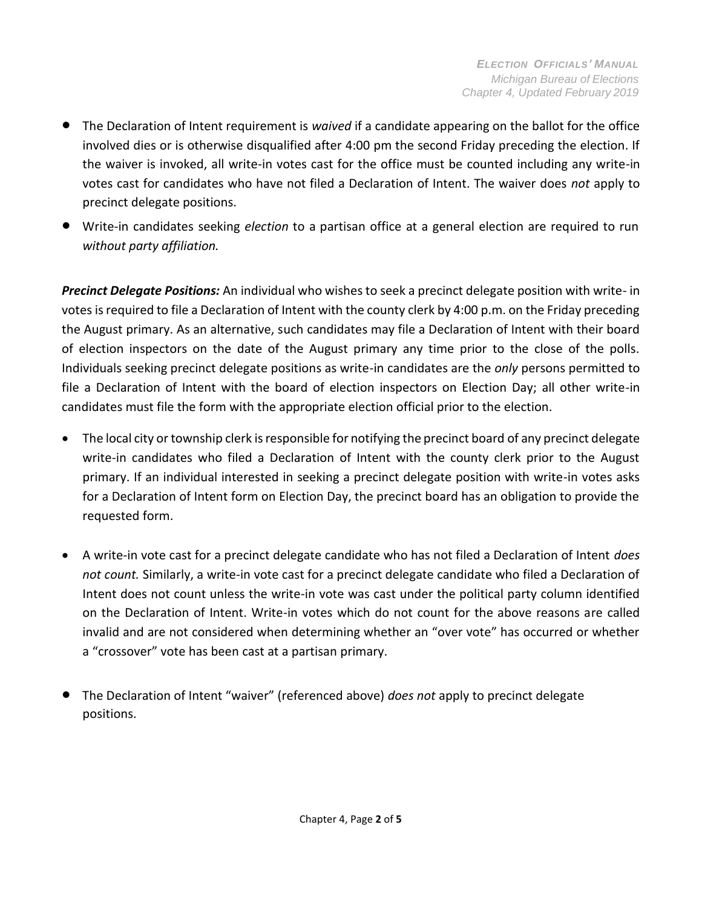- The Declaration of Intent requirement is *waived* if a candidate appearing on the ballot for the office involved dies or is otherwise disqualified after 4:00 pm the second Friday preceding the election. If the waiver is invoked, all write-in votes cast for the office must be counted including any write-in votes cast for candidates who have not filed a Declaration of Intent. The waiver does *not* apply to precinct delegate positions.
- Write-in candidates seeking *election* to a partisan office at a general election are required to run *without party affiliation.*

***Precinct Delegate Positions:*** An individual who wishes to seek a precinct delegate position with write- in votes is required to file a Declaration of Intent with the county clerk by 4:00 p.m. on the Friday preceding the August primary. As an alternative, such candidates may file a Declaration of Intent with their board of election inspectors on the date of the August primary any time prior to the close of the polls. Individuals seeking precinct delegate positions as write-in candidates are the *only* persons permitted to file a Declaration of Intent with the board of election inspectors on Election Day; all other write-in candidates must file the form with the appropriate election official prior to the election.

- The local city or township clerk is responsible for notifying the precinct board of any precinct delegate write-in candidates who filed a Declaration of Intent with the county clerk prior to the August primary. If an individual interested in seeking a precinct delegate position with write-in votes asks for a Declaration of Intent form on Election Day, the precinct board has an obligation to provide the requested form.

- A write-in vote cast for a precinct delegate candidate who has not filed a Declaration of Intent *does not count.* Similarly, a write-in vote cast for a precinct delegate candidate who filed a Declaration of Intent does not count unless the write-in vote was cast under the political party column identified on the Declaration of Intent. Write-in votes which do not count for the above reasons are called invalid and are not considered when determining whether an "over vote" has occurred or whether a "crossover" vote has been cast at a partisan primary.

- The Declaration of Intent "waiver" (referenced above) *does not* apply to precinct delegate positions.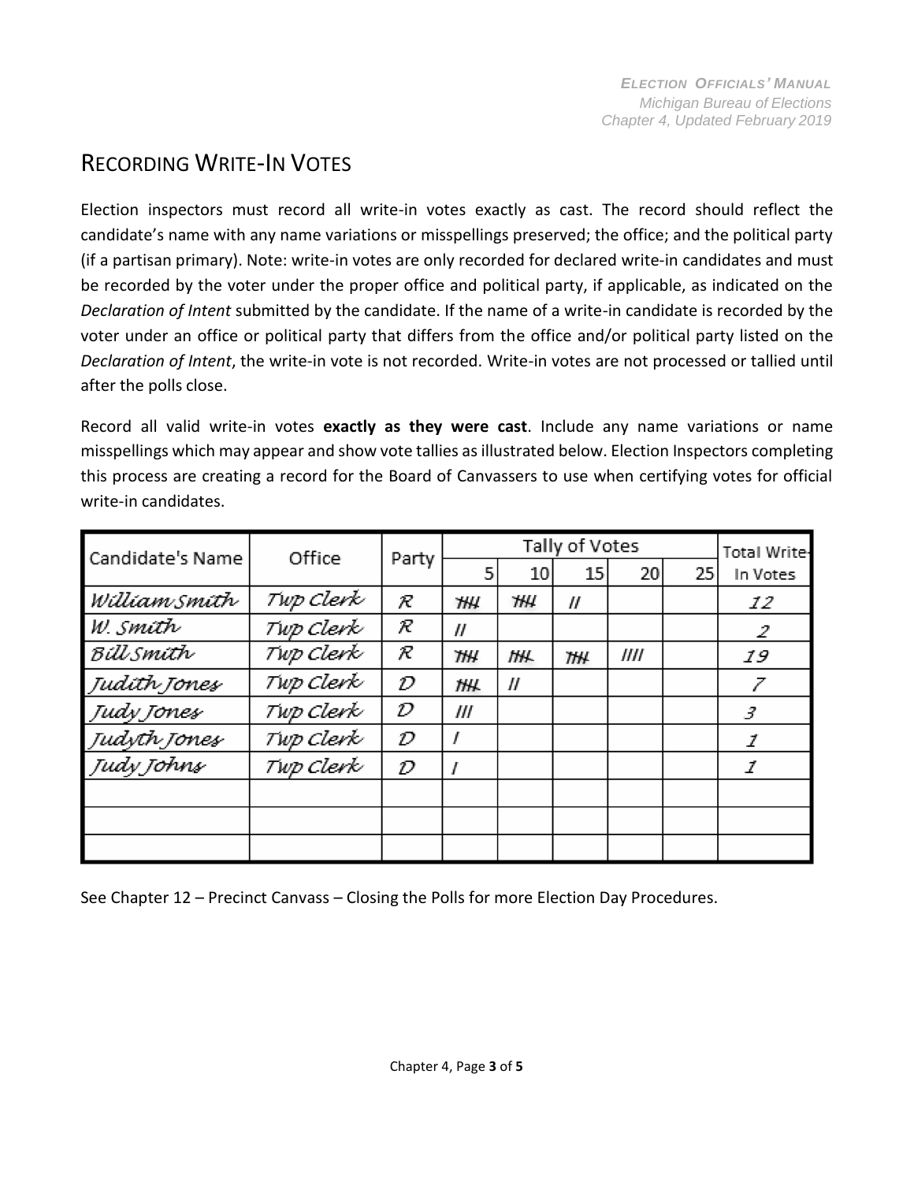## Recording Write-In Votes

Election inspectors must record all write-in votes exactly as cast. The record should reflect the candidate's name with any name variations or misspellings preserved; the office; and the political party (if a partisan primary). Note: write-in votes are only recorded for declared write-in candidates and must be recorded by the voter under the proper office and political party, if applicable, as indicated on the *Declaration of Intent* submitted by the candidate. If the name of a write-in candidate is recorded by the voter under an office or political party that differs from the office and/or political party listed on the *Declaration of Intent*, the write-in vote is not recorded. Write-in votes are not processed or tallied until after the polls close.

Record all valid write-in votes **exactly as they were cast**. Include any name variations or name misspellings which may appear and show vote tallies as illustrated below. Election Inspectors completing this process are creating a record for the Board of Canvassers to use when certifying votes for official write-in candidates.

| Candidate's Name | Office | Party | Tally of Votes | | | | | Total Write-In Votes |
|---|---|---|---|---|---|---|---|---|
| | | | 5 | 10 | 15 | 20 | 25 | |
| William Smith | Twp Clerk | R | HHH | HHH | // | | | 12 |
| W. Smith | Twp Clerk | R | // | | | | | 2 |
| Bill Smith | Twp Clerk | R | HHH | HHH | HHH | //// | | 19 |
| Judith Jones | Twp Clerk | D | HHH | // | | | | 7 |
| Judy Jones | Twp Clerk | D | /// | | | | | 3 |
| Judyth Jones | Twp Clerk | D | / | | | | | 1 |
| Judy Johns | Twp Clerk | D | / | | | | | 1 |
| | | | | | | | | |
| | | | | | | | | |
| | | | | | | | | |

See Chapter 12 – Precinct Canvass – Closing the Polls for more Election Day Procedures.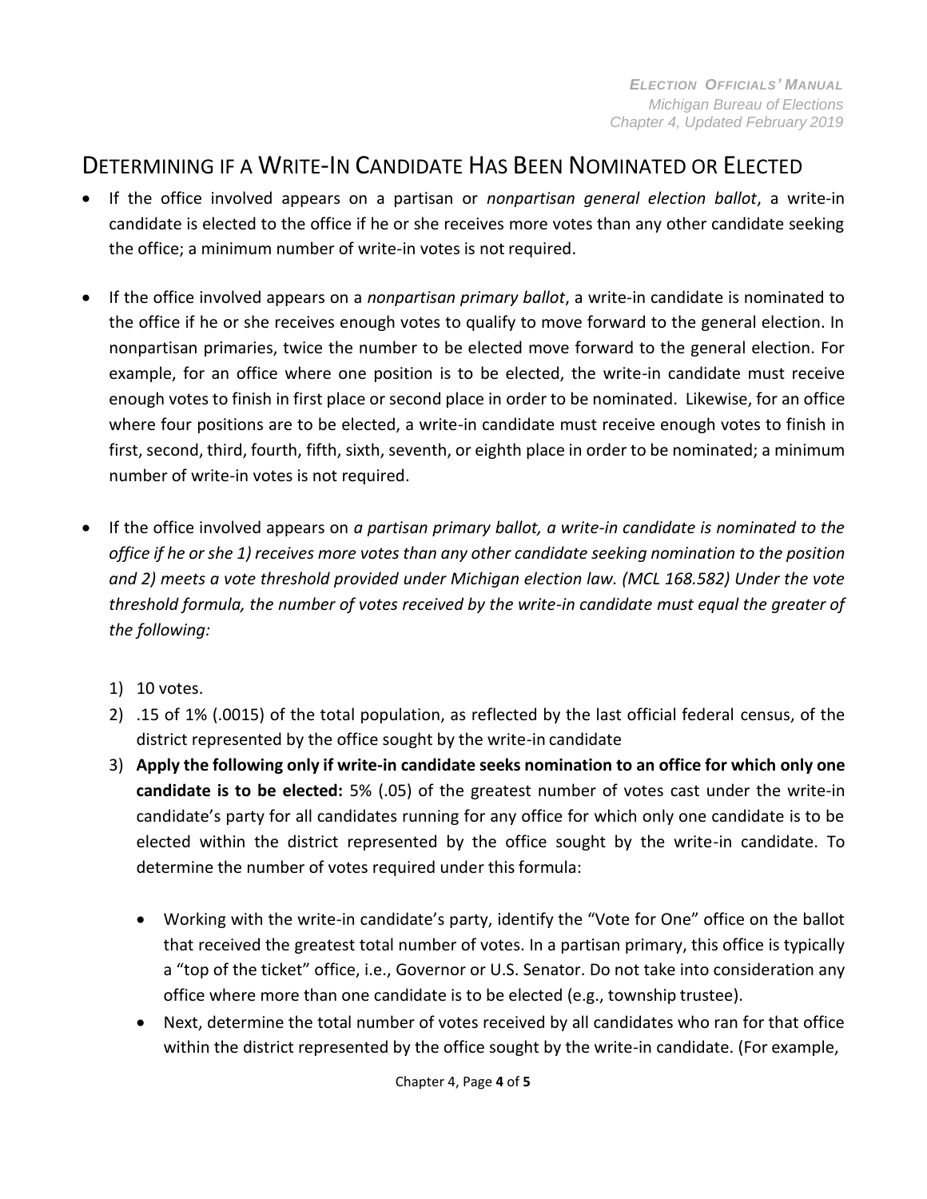## Determining if a Write-In Candidate Has Been Nominated or Elected

- If the office involved appears on a partisan or *nonpartisan general election ballot*, a write-in candidate is elected to the office if he or she receives more votes than any other candidate seeking the office; a minimum number of write-in votes is not required.

- If the office involved appears on a *nonpartisan primary ballot*, a write-in candidate is nominated to the office if he or she receives enough votes to qualify to move forward to the general election. In nonpartisan primaries, twice the number to be elected move forward to the general election. For example, for an office where one position is to be elected, the write-in candidate must receive enough votes to finish in first place or second place in order to be nominated. Likewise, for an office where four positions are to be elected, a write-in candidate must receive enough votes to finish in first, second, third, fourth, fifth, sixth, seventh, or eighth place in order to be nominated; a minimum number of write-in votes is not required.

- If the office involved appears on *a partisan primary ballot, a write-in candidate is nominated to the office if he or she 1) receives more votes than any other candidate seeking nomination to the position and 2) meets a vote threshold provided under Michigan election law. (MCL 168.582) Under the vote threshold formula, the number of votes received by the write-in candidate must equal the greater of the following:*

  1) 10 votes.
  2) .15 of 1% (.0015) of the total population, as reflected by the last official federal census, of the district represented by the office sought by the write-in candidate
  3) **Apply the following only if write-in candidate seeks nomination to an office for which only one candidate is to be elected:** 5% (.05) of the greatest number of votes cast under the write-in candidate's party for all candidates running for any office for which only one candidate is to be elected within the district represented by the office sought by the write-in candidate. To determine the number of votes required under this formula:

     - Working with the write-in candidate's party, identify the "Vote for One" office on the ballot that received the greatest total number of votes. In a partisan primary, this office is typically a "top of the ticket" office, i.e., Governor or U.S. Senator. Do not take into consideration any office where more than one candidate is to be elected (e.g., township trustee).
     - Next, determine the total number of votes received by all candidates who ran for that office within the district represented by the office sought by the write-in candidate. (For example,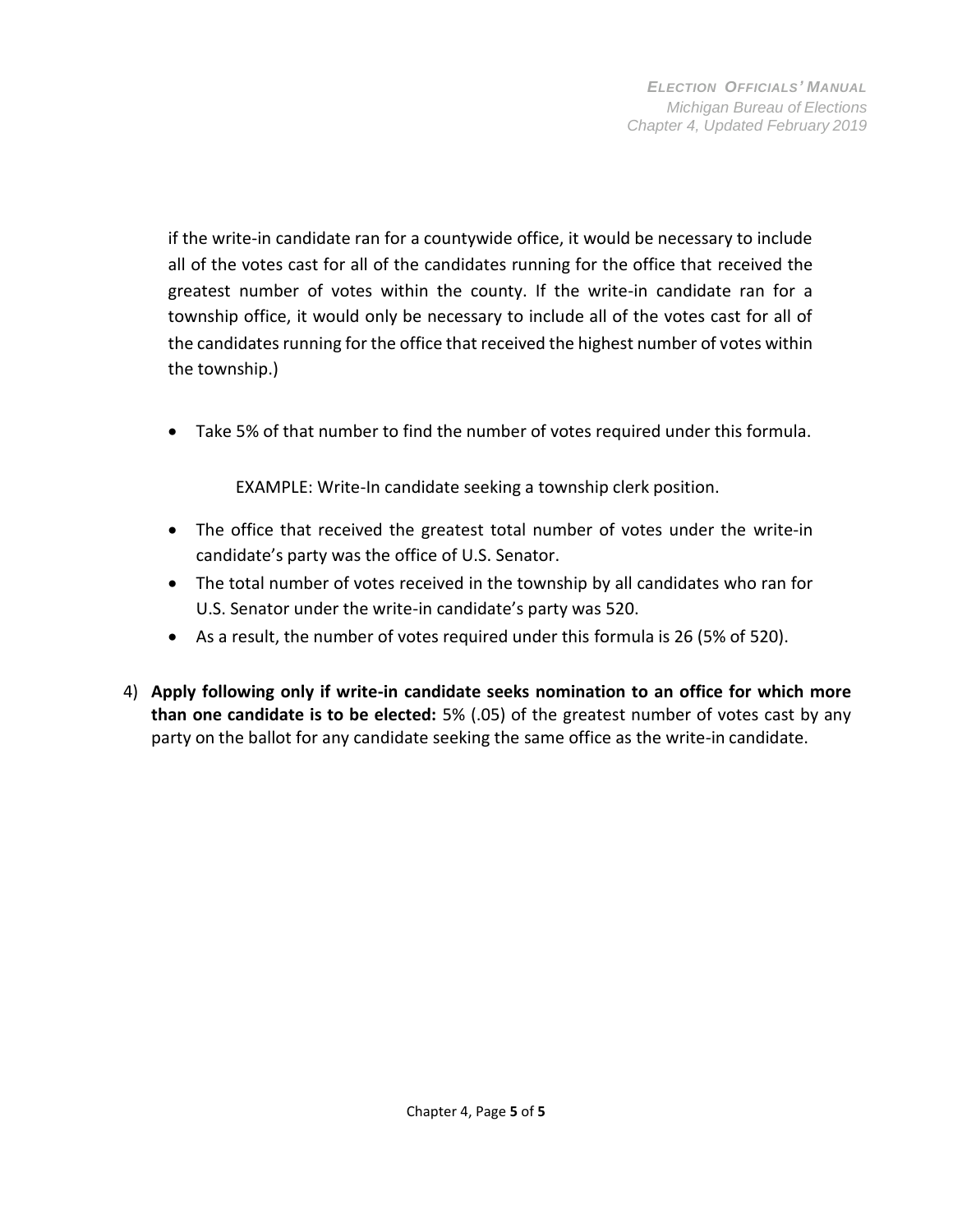if the write-in candidate ran for a countywide office, it would be necessary to include all of the votes cast for all of the candidates running for the office that received the greatest number of votes within the county. If the write-in candidate ran for a township office, it would only be necessary to include all of the votes cast for all of the candidates running for the office that received the highest number of votes within the township.)

- Take 5% of that number to find the number of votes required under this formula.

  EXAMPLE: Write-In candidate seeking a township clerk position.

- The office that received the greatest total number of votes under the write-in candidate's party was the office of U.S. Senator.
- The total number of votes received in the township by all candidates who ran for U.S. Senator under the write-in candidate's party was 520.
- As a result, the number of votes required under this formula is 26 (5% of 520).

4) **Apply following only if write-in candidate seeks nomination to an office for which more than one candidate is to be elected:** 5% (.05) of the greatest number of votes cast by any party on the ballot for any candidate seeking the same office as the write-in candidate.